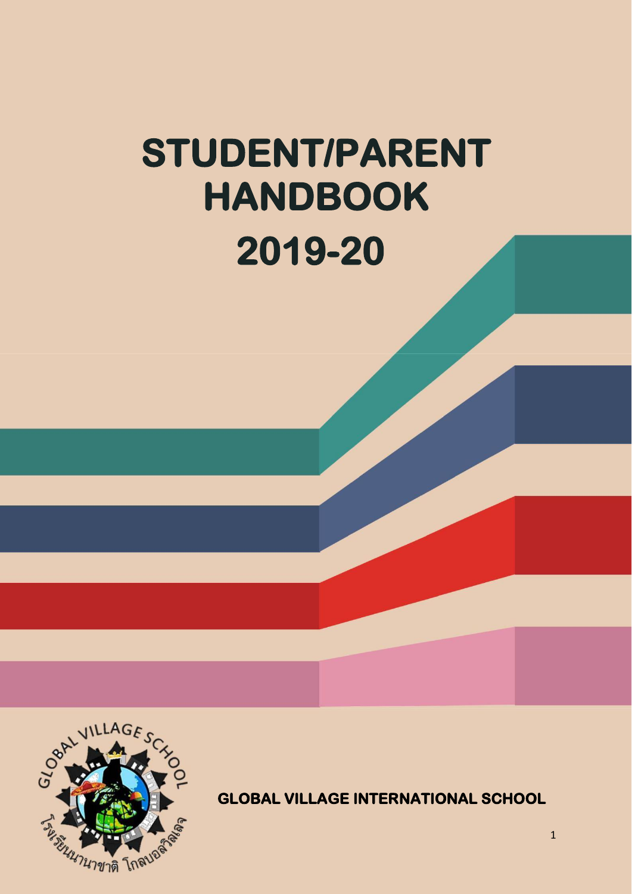# STUDENT/PARENT HANDBOOK

# 2019-20

**GLOBAL VILLAGE INTERNATIONAL SCHOOL**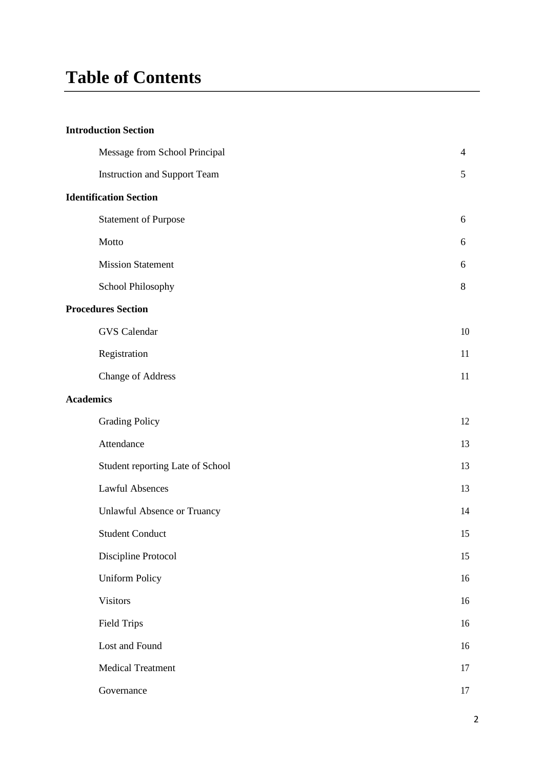# Table of Contents

**Introduction Section**

| | |
|---|---|
| Message from School Principal | 4 |
| Instruction and Support Team | 5 |

**Identification Section**

| | |
|---|---|
| Statement of Purpose | 6 |
| Motto | 6 |
| Mission Statement | 6 |
| School Philosophy | 8 |

**Procedures Section**

| | |
|---|---|
| GVS Calendar | 10 |
| Registration | 11 |
| Change of Address | 11 |

**Academics**

| | |
|---|---|
| Grading Policy | 12 |
| Attendance | 13 |
| Student reporting Late of School | 13 |
| Lawful Absences | 13 |
| Unlawful Absence or Truancy | 14 |
| Student Conduct | 15 |
| Discipline Protocol | 15 |
| Uniform Policy | 16 |
| Visitors | 16 |
| Field Trips | 16 |
| Lost and Found | 16 |
| Medical Treatment | 17 |
| Governance | 17 |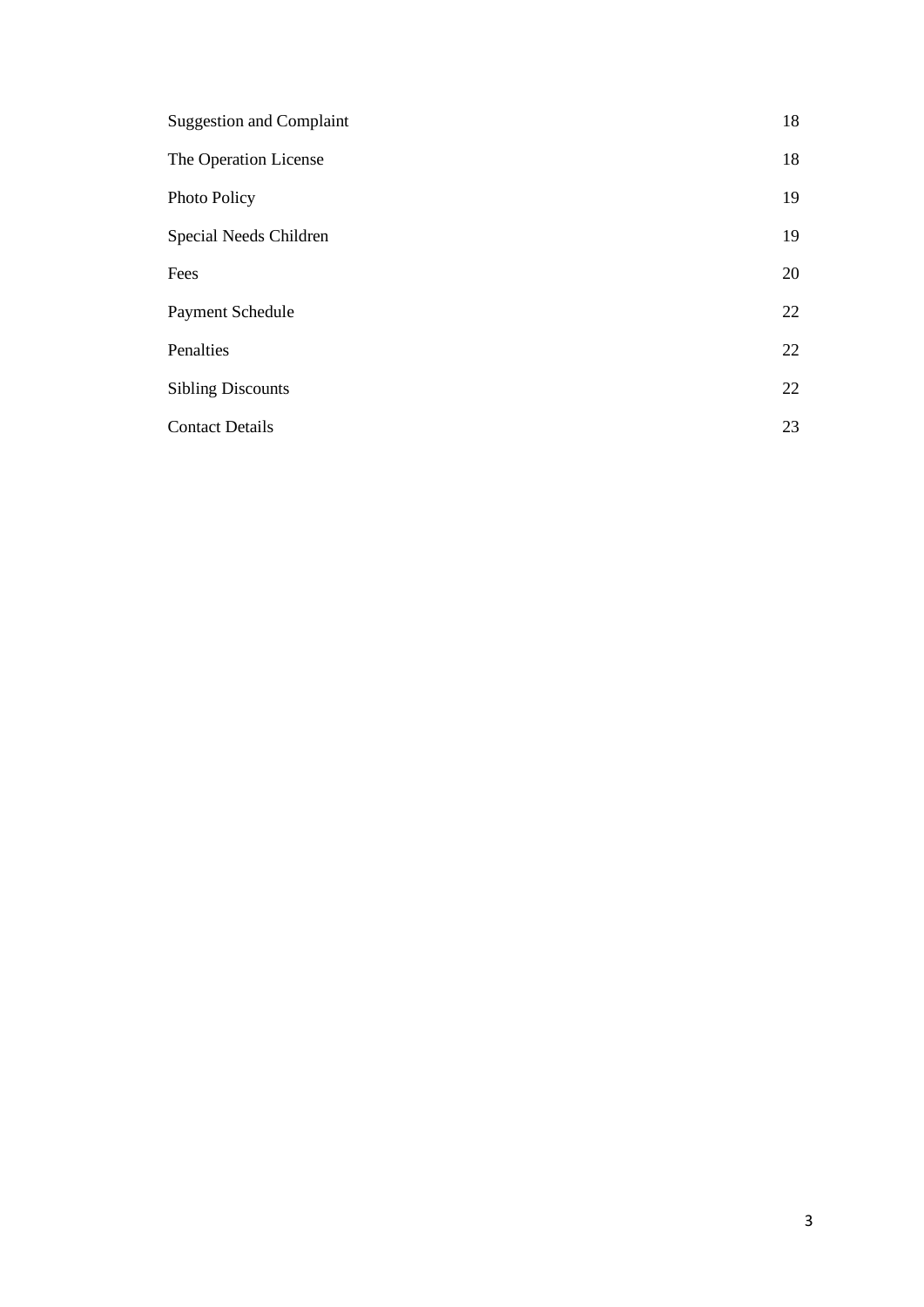| | |
|---|---|
| Suggestion and Complaint | 18 |
| The Operation License | 18 |
| Photo Policy | 19 |
| Special Needs Children | 19 |
| Fees | 20 |
| Payment Schedule | 22 |
| Penalties | 22 |
| Sibling Discounts | 22 |
| Contact Details | 23 |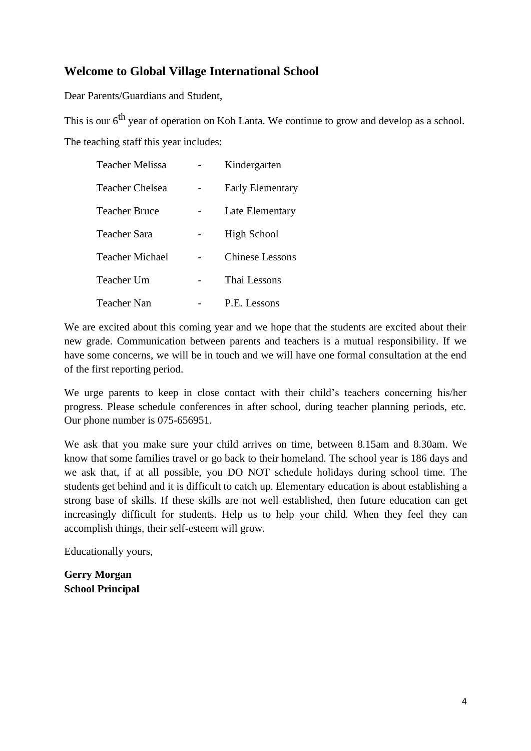## Welcome to Global Village International School

Dear Parents/Guardians and Student,

This is our 6th year of operation on Koh Lanta. We continue to grow and develop as a school.

The teaching staff this year includes:

| | | |
|---|---|---|
| Teacher Melissa | - | Kindergarten |
| Teacher Chelsea | - | Early Elementary |
| Teacher Bruce | - | Late Elementary |
| Teacher Sara | - | High School |
| Teacher Michael | - | Chinese Lessons |
| Teacher Um | - | Thai Lessons |
| Teacher Nan | - | P.E. Lessons |

We are excited about this coming year and we hope that the students are excited about their new grade. Communication between parents and teachers is a mutual responsibility. If we have some concerns, we will be in touch and we will have one formal consultation at the end of the first reporting period.

We urge parents to keep in close contact with their child's teachers concerning his/her progress. Please schedule conferences in after school, during teacher planning periods, etc. Our phone number is 075-656951.

We ask that you make sure your child arrives on time, between 8.15am and 8.30am. We know that some families travel or go back to their homeland. The school year is 186 days and we ask that, if at all possible, you DO NOT schedule holidays during school time. The students get behind and it is difficult to catch up. Elementary education is about establishing a strong base of skills. If these skills are not well established, then future education can get increasingly difficult for students. Help us to help your child. When they feel they can accomplish things, their self-esteem will grow.

Educationally yours,

**Gerry Morgan**
**School Principal**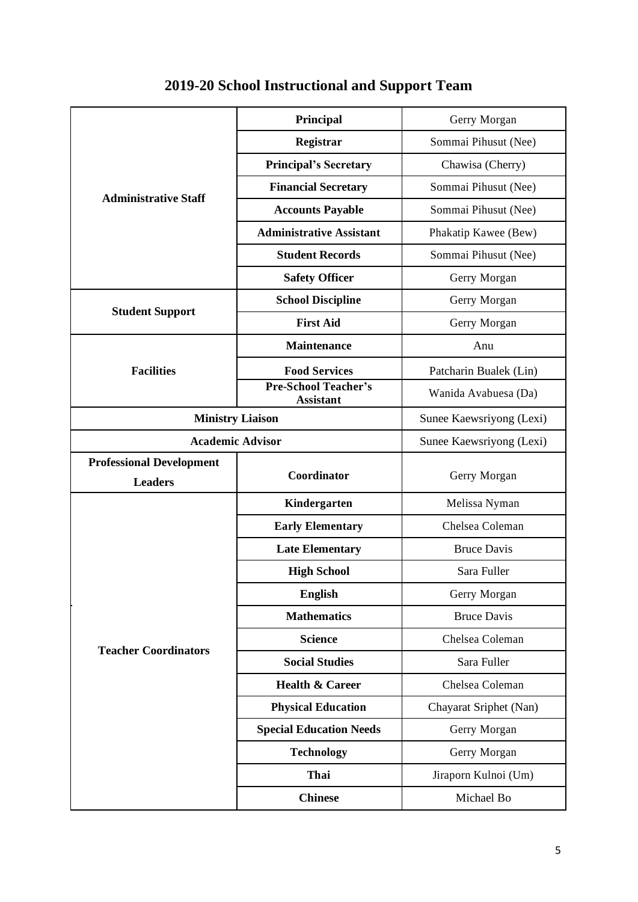## 2019-20 School Instructional and Support Team

| | | |
|---|---|---|
| **Administrative Staff** | **Principal** | Gerry Morgan |
| | **Registrar** | Sommai Pihusut (Nee) |
| | **Principal's Secretary** | Chawisa (Cherry) |
| | **Financial Secretary** | Sommai Pihusut (Nee) |
| | **Accounts Payable** | Sommai Pihusut (Nee) |
| | **Administrative Assistant** | Phakatip Kawee (Bew) |
| | **Student Records** | Sommai Pihusut (Nee) |
| | **Safety Officer** | Gerry Morgan |
| **Student Support** | **School Discipline** | Gerry Morgan |
| | **First Aid** | Gerry Morgan |
| **Facilities** | **Maintenance** | Anu |
| | **Food Services** | Patcharin Bualek (Lin) |
| | **Pre-School Teacher's Assistant** | Wanida Avabuesa (Da) |
| **Ministry Liaison** | | Sunee Kaewsriyong (Lexi) |
| **Academic Advisor** | | Sunee Kaewsriyong (Lexi) |
| **Professional Development Leaders** | **Coordinator** | Gerry Morgan |
| **Teacher Coordinators** | **Kindergarten** | Melissa Nyman |
| | **Early Elementary** | Chelsea Coleman |
| | **Late Elementary** | Bruce Davis |
| | **High School** | Sara Fuller |
| | **English** | Gerry Morgan |
| | **Mathematics** | Bruce Davis |
| | **Science** | Chelsea Coleman |
| | **Social Studies** | Sara Fuller |
| | **Health & Career** | Chelsea Coleman |
| | **Physical Education** | Chayarat Sriphet (Nan) |
| | **Special Education Needs** | Gerry Morgan |
| | **Technology** | Gerry Morgan |
| | **Thai** | Jiraporn Kulnoi (Um) |
| | **Chinese** | Michael Bo |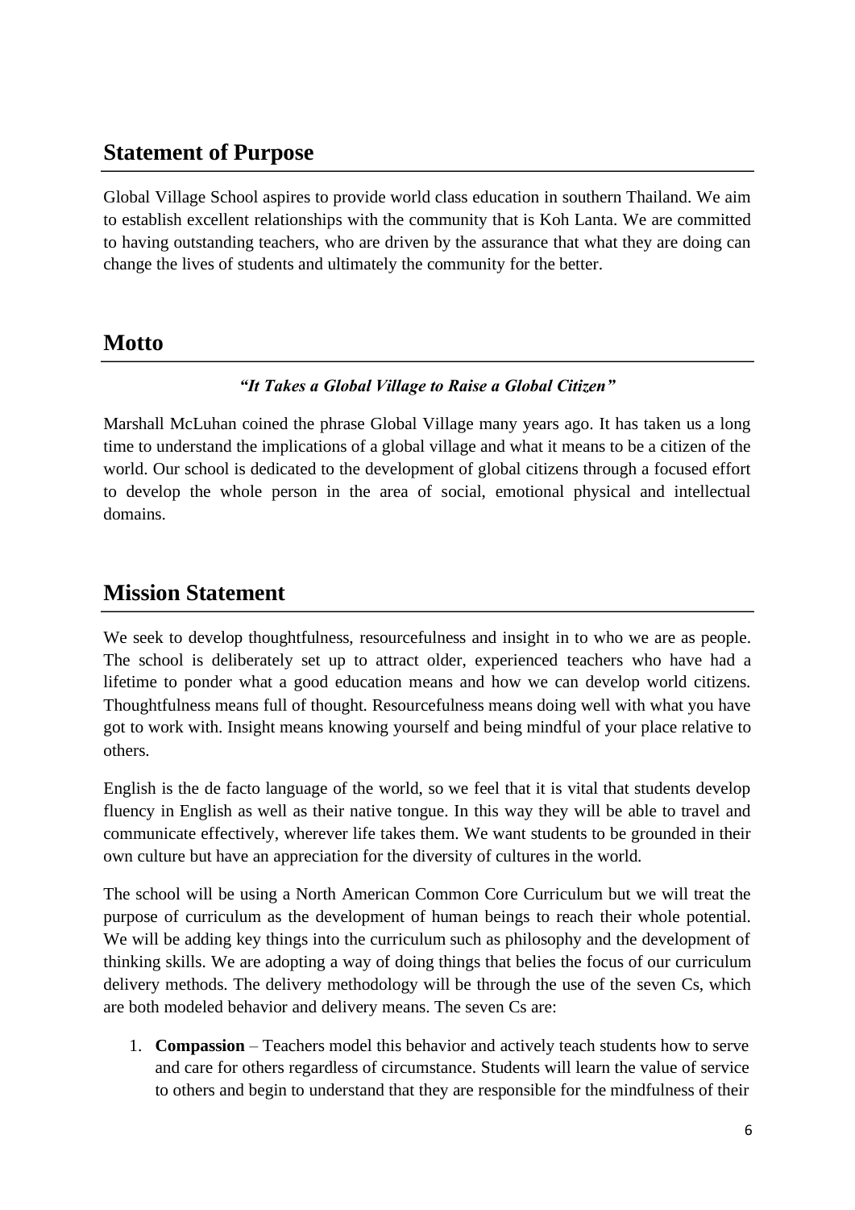## Statement of Purpose

Global Village School aspires to provide world class education in southern Thailand. We aim to establish excellent relationships with the community that is Koh Lanta. We are committed to having outstanding teachers, who are driven by the assurance that what they are doing can change the lives of students and ultimately the community for the better.

## Motto

***"It Takes a Global Village to Raise a Global Citizen"***

Marshall McLuhan coined the phrase Global Village many years ago. It has taken us a long time to understand the implications of a global village and what it means to be a citizen of the world. Our school is dedicated to the development of global citizens through a focused effort to develop the whole person in the area of social, emotional physical and intellectual domains.

## Mission Statement

We seek to develop thoughtfulness, resourcefulness and insight in to who we are as people. The school is deliberately set up to attract older, experienced teachers who have had a lifetime to ponder what a good education means and how we can develop world citizens. Thoughtfulness means full of thought. Resourcefulness means doing well with what you have got to work with. Insight means knowing yourself and being mindful of your place relative to others.

English is the de facto language of the world, so we feel that it is vital that students develop fluency in English as well as their native tongue. In this way they will be able to travel and communicate effectively, wherever life takes them. We want students to be grounded in their own culture but have an appreciation for the diversity of cultures in the world.

The school will be using a North American Common Core Curriculum but we will treat the purpose of curriculum as the development of human beings to reach their whole potential. We will be adding key things into the curriculum such as philosophy and the development of thinking skills. We are adopting a way of doing things that belies the focus of our curriculum delivery methods. The delivery methodology will be through the use of the seven Cs, which are both modeled behavior and delivery means. The seven Cs are:

1. **Compassion** – Teachers model this behavior and actively teach students how to serve and care for others regardless of circumstance. Students will learn the value of service to others and begin to understand that they are responsible for the mindfulness of their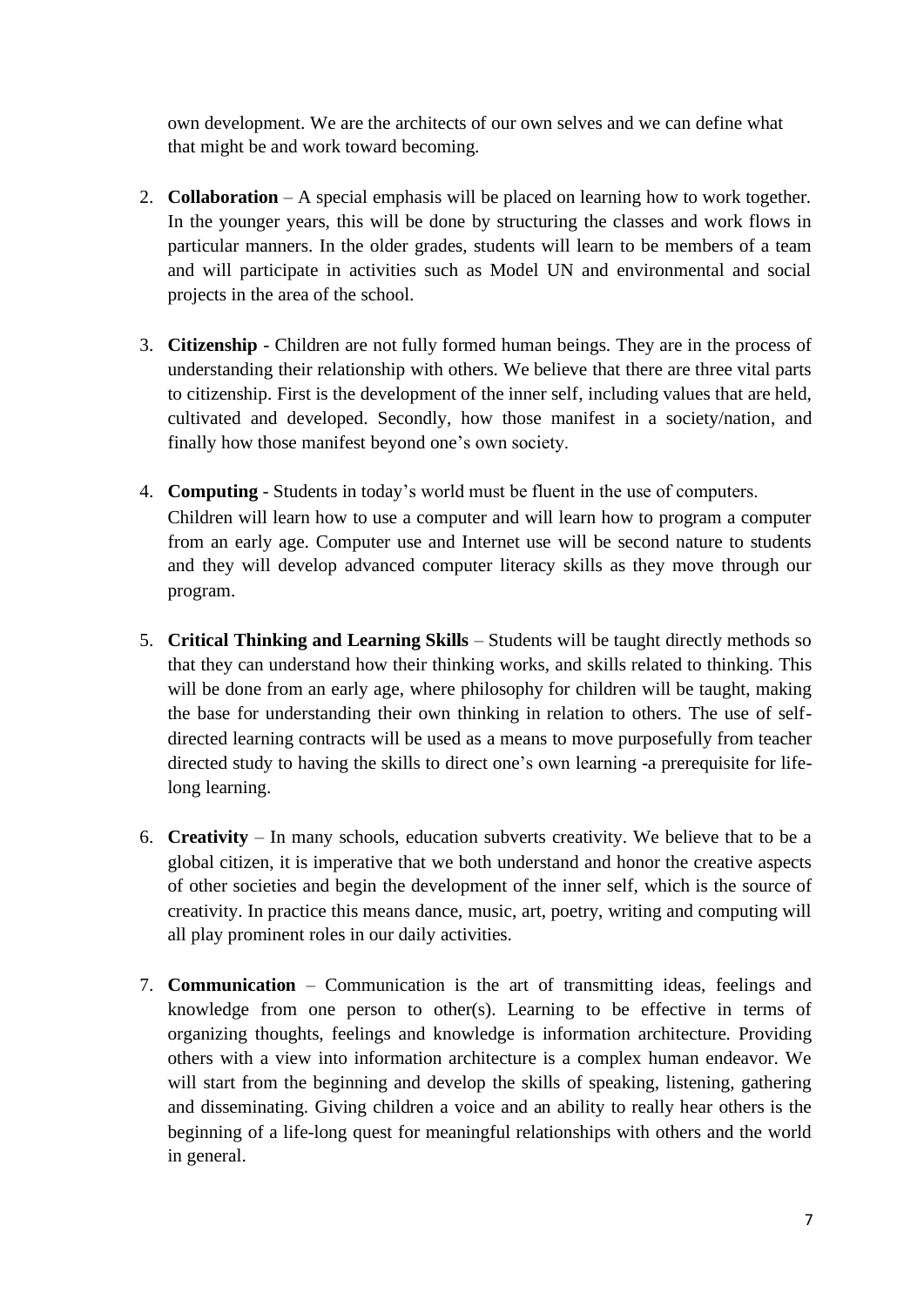own development. We are the architects of our own selves and we can define what that might be and work toward becoming.

2. **Collaboration** – A special emphasis will be placed on learning how to work together. In the younger years, this will be done by structuring the classes and work flows in particular manners. In the older grades, students will learn to be members of a team and will participate in activities such as Model UN and environmental and social projects in the area of the school.

3. **Citizenship** - Children are not fully formed human beings. They are in the process of understanding their relationship with others. We believe that there are three vital parts to citizenship. First is the development of the inner self, including values that are held, cultivated and developed. Secondly, how those manifest in a society/nation, and finally how those manifest beyond one's own society.

4. **Computing** - Students in today's world must be fluent in the use of computers. Children will learn how to use a computer and will learn how to program a computer from an early age. Computer use and Internet use will be second nature to students and they will develop advanced computer literacy skills as they move through our program.

5. **Critical Thinking and Learning Skills** – Students will be taught directly methods so that they can understand how their thinking works, and skills related to thinking. This will be done from an early age, where philosophy for children will be taught, making the base for understanding their own thinking in relation to others. The use of self-directed learning contracts will be used as a means to move purposefully from teacher directed study to having the skills to direct one's own learning -a prerequisite for life-long learning.

6. **Creativity** – In many schools, education subverts creativity. We believe that to be a global citizen, it is imperative that we both understand and honor the creative aspects of other societies and begin the development of the inner self, which is the source of creativity. In practice this means dance, music, art, poetry, writing and computing will all play prominent roles in our daily activities.

7. **Communication** – Communication is the art of transmitting ideas, feelings and knowledge from one person to other(s). Learning to be effective in terms of organizing thoughts, feelings and knowledge is information architecture. Providing others with a view into information architecture is a complex human endeavor. We will start from the beginning and develop the skills of speaking, listening, gathering and disseminating. Giving children a voice and an ability to really hear others is the beginning of a life-long quest for meaningful relationships with others and the world in general.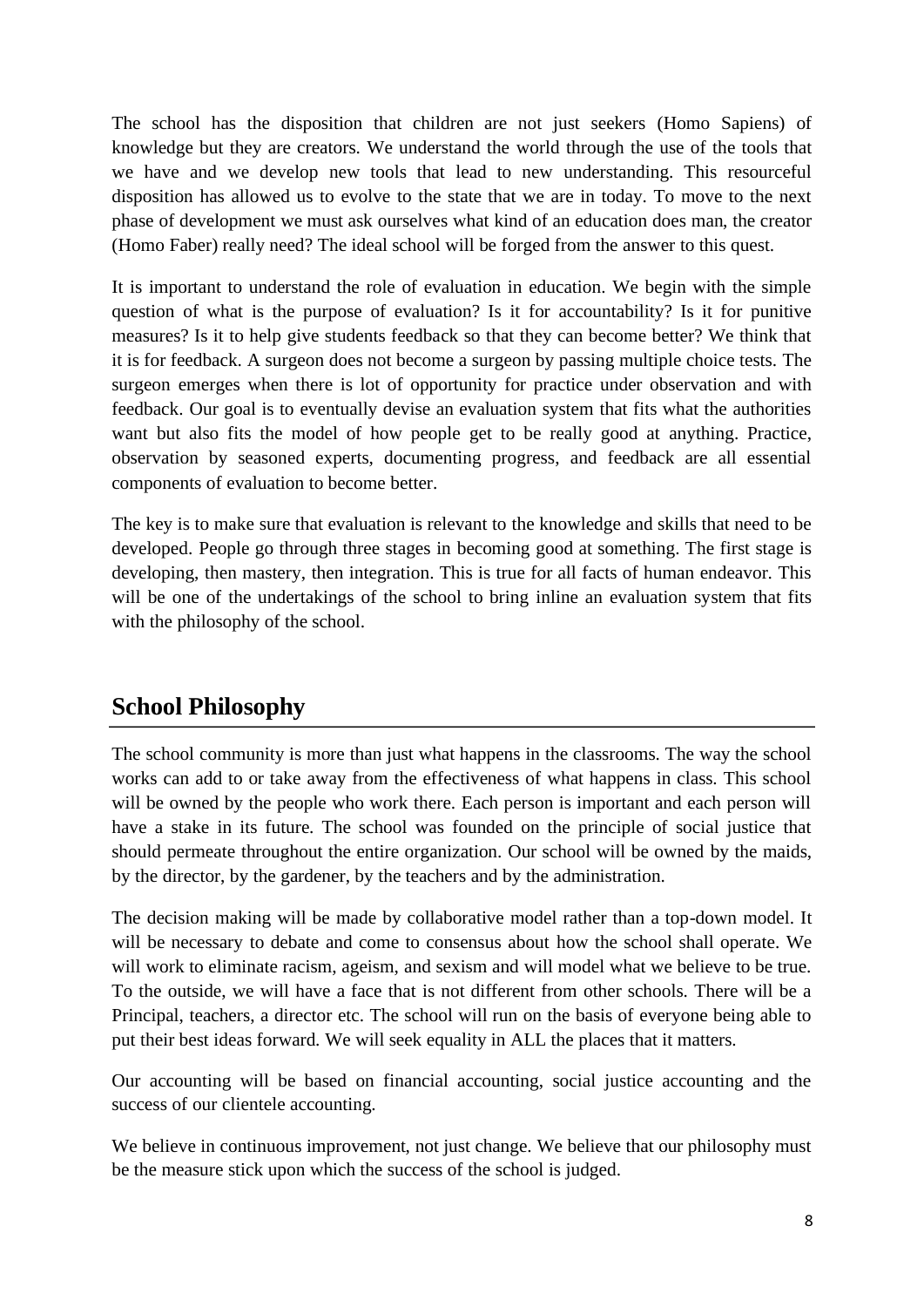The school has the disposition that children are not just seekers (Homo Sapiens) of knowledge but they are creators. We understand the world through the use of the tools that we have and we develop new tools that lead to new understanding. This resourceful disposition has allowed us to evolve to the state that we are in today. To move to the next phase of development we must ask ourselves what kind of an education does man, the creator (Homo Faber) really need? The ideal school will be forged from the answer to this quest.

It is important to understand the role of evaluation in education. We begin with the simple question of what is the purpose of evaluation? Is it for accountability? Is it for punitive measures? Is it to help give students feedback so that they can become better? We think that it is for feedback. A surgeon does not become a surgeon by passing multiple choice tests. The surgeon emerges when there is lot of opportunity for practice under observation and with feedback. Our goal is to eventually devise an evaluation system that fits what the authorities want but also fits the model of how people get to be really good at anything. Practice, observation by seasoned experts, documenting progress, and feedback are all essential components of evaluation to become better.

The key is to make sure that evaluation is relevant to the knowledge and skills that need to be developed. People go through three stages in becoming good at something. The first stage is developing, then mastery, then integration. This is true for all facts of human endeavor. This will be one of the undertakings of the school to bring inline an evaluation system that fits with the philosophy of the school.

## School Philosophy

The school community is more than just what happens in the classrooms. The way the school works can add to or take away from the effectiveness of what happens in class. This school will be owned by the people who work there. Each person is important and each person will have a stake in its future. The school was founded on the principle of social justice that should permeate throughout the entire organization. Our school will be owned by the maids, by the director, by the gardener, by the teachers and by the administration.

The decision making will be made by collaborative model rather than a top-down model. It will be necessary to debate and come to consensus about how the school shall operate. We will work to eliminate racism, ageism, and sexism and will model what we believe to be true. To the outside, we will have a face that is not different from other schools. There will be a Principal, teachers, a director etc. The school will run on the basis of everyone being able to put their best ideas forward. We will seek equality in ALL the places that it matters.

Our accounting will be based on financial accounting, social justice accounting and the success of our clientele accounting.

We believe in continuous improvement, not just change. We believe that our philosophy must be the measure stick upon which the success of the school is judged.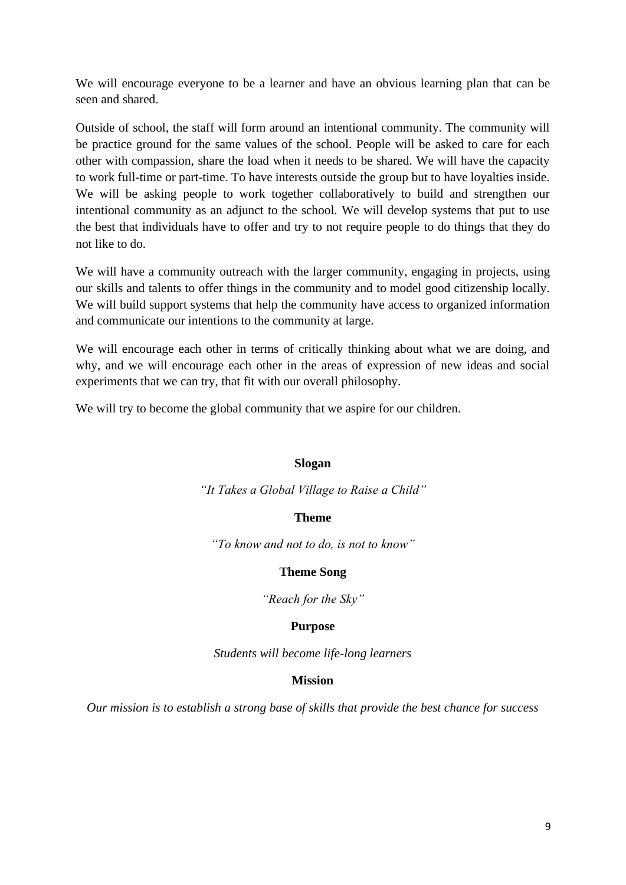We will encourage everyone to be a learner and have an obvious learning plan that can be seen and shared.

Outside of school, the staff will form around an intentional community. The community will be practice ground for the same values of the school. People will be asked to care for each other with compassion, share the load when it needs to be shared. We will have the capacity to work full-time or part-time. To have interests outside the group but to have loyalties inside. We will be asking people to work together collaboratively to build and strengthen our intentional community as an adjunct to the school. We will develop systems that put to use the best that individuals have to offer and try to not require people to do things that they do not like to do.

We will have a community outreach with the larger community, engaging in projects, using our skills and talents to offer things in the community and to model good citizenship locally. We will build support systems that help the community have access to organized information and communicate our intentions to the community at large.

We will encourage each other in terms of critically thinking about what we are doing, and why, and we will encourage each other in the areas of expression of new ideas and social experiments that we can try, that fit with our overall philosophy.

We will try to become the global community that we aspire for our children.

**Slogan**

*"It Takes a Global Village to Raise a Child"*

**Theme**

*"To know and not to do, is not to know"*

**Theme Song**

*"Reach for the Sky"*

**Purpose**

*Students will become life-long learners*

**Mission**

*Our mission is to establish a strong base of skills that provide the best chance for success*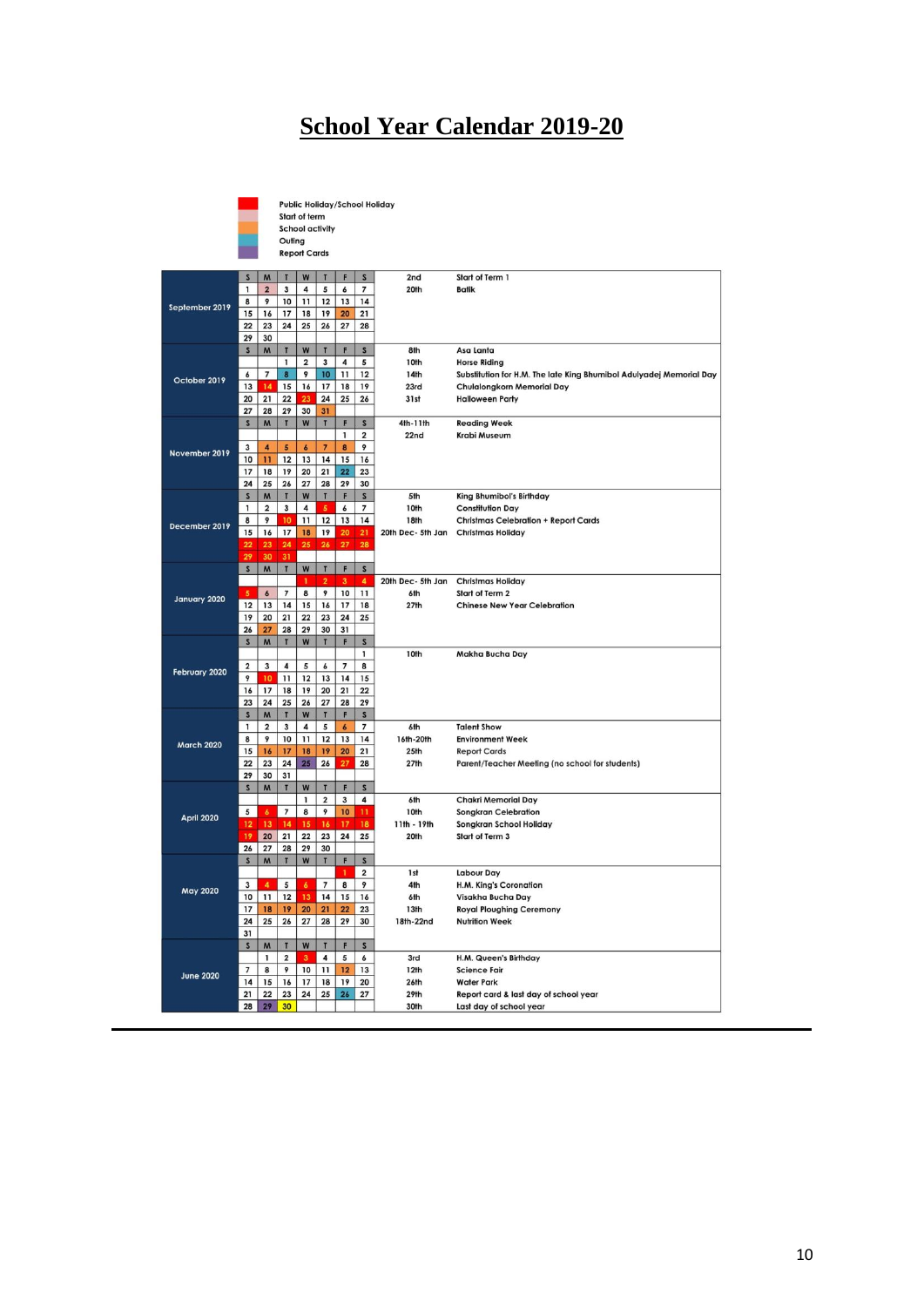# School Year Calendar 2019-20

Legend:

- Public Holiday/School Holiday
- Start of term
- School activity
- Outing
- Report Cards

## September 2019

| S | M | T | W | T | F | S |
|---|---|---|---|---|---|---|
| 1 | 2 | 3 | 4 | 5 | 6 | 7 |
| 8 | 9 | 10 | 11 | 12 | 13 | 14 |
| 15 | 16 | 17 | 18 | 19 | 20 | 21 |
| 22 | 23 | 24 | 25 | 26 | 27 | 28 |
| 29 | 30 | | | | | |

| Date | Event |
|---|---|
| 2nd | Start of Term 1 |
| 20th | Batik |

## October 2019

| S | M | T | W | T | F | S |
|---|---|---|---|---|---|---|
| | | 1 | 2 | 3 | 4 | 5 |
| 6 | 7 | 8 | 9 | 10 | 11 | 12 |
| 13 | 14 | 15 | 16 | 17 | 18 | 19 |
| 20 | 21 | 22 | 23 | 24 | 25 | 26 |
| 27 | 28 | 29 | 30 | 31 | | |

| Date | Event |
|---|---|
| 8th | Asa Lanta |
| 10th | Horse Riding |
| 14th | Substitution for H.M. The late King Bhumibol Adulyadej Memorial Day |
| 23rd | Chulalongkorn Memorial Day |
| 31st | Halloween Party |

## November 2019

| S | M | T | W | T | F | S |
|---|---|---|---|---|---|---|
| | | | | | 1 | 2 |
| 3 | 4 | 5 | 6 | 7 | 8 | 9 |
| 10 | 11 | 12 | 13 | 14 | 15 | 16 |
| 17 | 18 | 19 | 20 | 21 | 22 | 23 |
| 24 | 25 | 26 | 27 | 28 | 29 | 30 |

| Date | Event |
|---|---|
| 4th-11th | Reading Week |
| 22nd | Krabi Museum |

## December 2019

| S | M | T | W | T | F | S |
|---|---|---|---|---|---|---|
| 1 | 2 | 3 | 4 | 5 | 6 | 7 |
| 8 | 9 | 10 | 11 | 12 | 13 | 14 |
| 15 | 16 | 17 | 18 | 19 | 20 | 21 |
| 22 | 23 | 24 | 25 | 26 | 27 | 28 |
| 29 | 30 | 31 | | | | |

| Date | Event |
|---|---|
| 5th | King Bhumibol's Birthday |
| 10th | Constitution Day |
| 18th | Christmas Celebration + Report Cards |
| 20th Dec- 5th Jan | Christmas Holiday |

## January 2020

| S | M | T | W | T | F | S |
|---|---|---|---|---|---|---|
| | | | 1 | 2 | 3 | 4 |
| 5 | 6 | 7 | 8 | 9 | 10 | 11 |
| 12 | 13 | 14 | 15 | 16 | 17 | 18 |
| 19 | 20 | 21 | 22 | 23 | 24 | 25 |
| 26 | 27 | 28 | 29 | 30 | 31 | |

| Date | Event |
|---|---|
| 20th Dec- 5th Jan | Christmas Holiday |
| 6th | Start of Term 2 |
| 27th | Chinese New Year Celebration |

## February 2020

| S | M | T | W | T | F | S |
|---|---|---|---|---|---|---|
| | | | | | | 1 |
| 2 | 3 | 4 | 5 | 6 | 7 | 8 |
| 9 | 10 | 11 | 12 | 13 | 14 | 15 |
| 16 | 17 | 18 | 19 | 20 | 21 | 22 |
| 23 | 24 | 25 | 26 | 27 | 28 | 29 |

| Date | Event |
|---|---|
| 10th | Makha Bucha Day |

## March 2020

| S | M | T | W | T | F | S |
|---|---|---|---|---|---|---|
| 1 | 2 | 3 | 4 | 5 | 6 | 7 |
| 8 | 9 | 10 | 11 | 12 | 13 | 14 |
| 15 | 16 | 17 | 18 | 19 | 20 | 21 |
| 22 | 23 | 24 | 25 | 26 | 27 | 28 |
| 29 | 30 | 31 | | | | |

| Date | Event |
|---|---|
| 6th | Talent Show |
| 16th-20th | Environment Week |
| 25th | Report Cards |
| 27th | Parent/Teacher Meeting (no school for students) |

## April 2020

| S | M | T | W | T | F | S |
|---|---|---|---|---|---|---|
| | | | 1 | 2 | 3 | 4 |
| 5 | 6 | 7 | 8 | 9 | 10 | 11 |
| 12 | 13 | 14 | 15 | 16 | 17 | 18 |
| 19 | 20 | 21 | 22 | 23 | 24 | 25 |
| 26 | 27 | 28 | 29 | 30 | | |

| Date | Event |
|---|---|
| 6th | Chakri Memorial Day |
| 10th | Songkran Celebration |
| 11th - 19th | Songkran School Holiday |
| 20th | Start of Term 3 |

## May 2020

| S | M | T | W | T | F | S |
|---|---|---|---|---|---|---|
| | | | | | 1 | 2 |
| 3 | 4 | 5 | 6 | 7 | 8 | 9 |
| 10 | 11 | 12 | 13 | 14 | 15 | 16 |
| 17 | 18 | 19 | 20 | 21 | 22 | 23 |
| 24 | 25 | 26 | 27 | 28 | 29 | 30 |
| 31 | | | | | | |

| Date | Event |
|---|---|
| 1st | Labour Day |
| 4th | H.M. King's Coronation |
| 6th | Visakha Bucha Day |
| 13th | Royal Ploughing Ceremony |
| 18th-22nd | Nutrition Week |

## June 2020

| S | M | T | W | T | F | S |
|---|---|---|---|---|---|---|
| | 1 | 2 | 3 | 4 | 5 | 6 |
| 7 | 8 | 9 | 10 | 11 | 12 | 13 |
| 14 | 15 | 16 | 17 | 18 | 19 | 20 |
| 21 | 22 | 23 | 24 | 25 | 26 | 27 |
| 28 | 29 | 30 | | | | |

| Date | Event |
|---|---|
| 3rd | H.M. Queen's Birthday |
| 12th | Science Fair |
| 26th | Water Park |
| 29th | Report card & last day of school year |
| 30th | Last day of school year |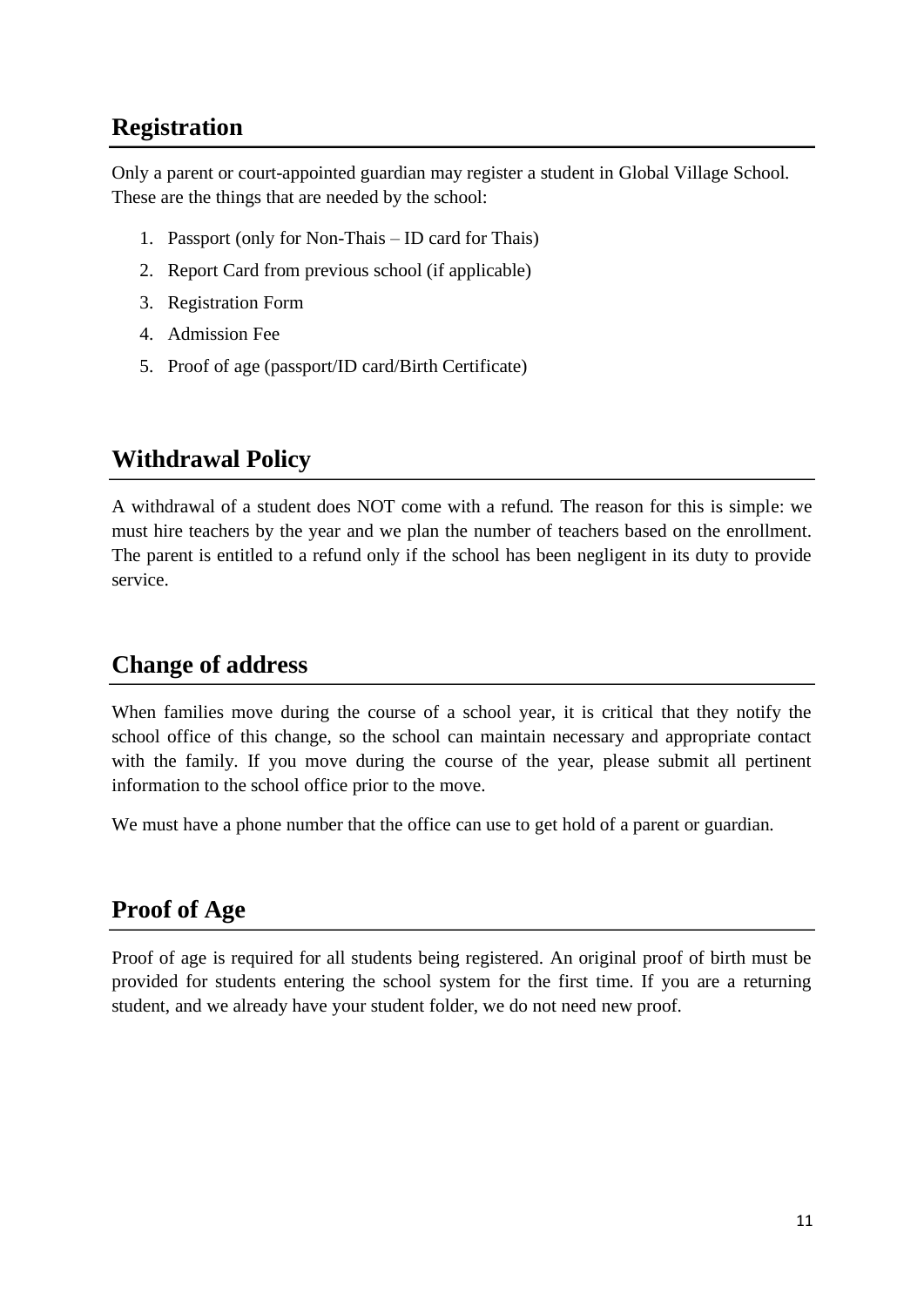## Registration

Only a parent or court-appointed guardian may register a student in Global Village School. These are the things that are needed by the school:

1. Passport (only for Non-Thais – ID card for Thais)
2. Report Card from previous school (if applicable)
3. Registration Form
4. Admission Fee
5. Proof of age (passport/ID card/Birth Certificate)

## Withdrawal Policy

A withdrawal of a student does NOT come with a refund. The reason for this is simple: we must hire teachers by the year and we plan the number of teachers based on the enrollment. The parent is entitled to a refund only if the school has been negligent in its duty to provide service.

## Change of address

When families move during the course of a school year, it is critical that they notify the school office of this change, so the school can maintain necessary and appropriate contact with the family. If you move during the course of the year, please submit all pertinent information to the school office prior to the move.

We must have a phone number that the office can use to get hold of a parent or guardian.

## Proof of Age

Proof of age is required for all students being registered. An original proof of birth must be provided for students entering the school system for the first time. If you are a returning student, and we already have your student folder, we do not need new proof.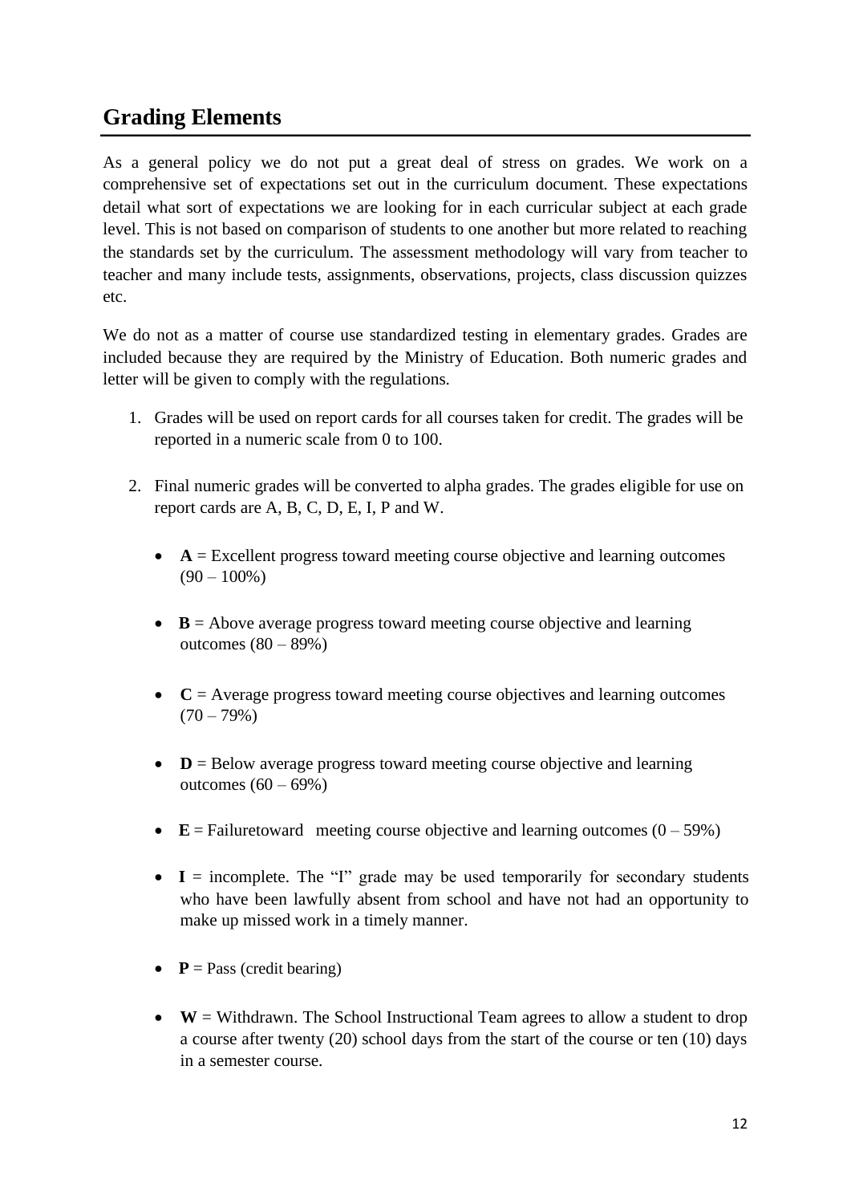## Grading Elements

As a general policy we do not put a great deal of stress on grades. We work on a comprehensive set of expectations set out in the curriculum document. These expectations detail what sort of expectations we are looking for in each curricular subject at each grade level. This is not based on comparison of students to one another but more related to reaching the standards set by the curriculum. The assessment methodology will vary from teacher to teacher and many include tests, assignments, observations, projects, class discussion quizzes etc.

We do not as a matter of course use standardized testing in elementary grades. Grades are included because they are required by the Ministry of Education. Both numeric grades and letter will be given to comply with the regulations.

1. Grades will be used on report cards for all courses taken for credit. The grades will be reported in a numeric scale from 0 to 100.

2. Final numeric grades will be converted to alpha grades. The grades eligible for use on report cards are A, B, C, D, E, I, P and W.

   - **A** = Excellent progress toward meeting course objective and learning outcomes (90 – 100%)

   - **B** = Above average progress toward meeting course objective and learning outcomes (80 – 89%)

   - **C** = Average progress toward meeting course objectives and learning outcomes (70 – 79%)

   - **D** = Below average progress toward meeting course objective and learning outcomes (60 – 69%)

   - **E** = Failuretoward meeting course objective and learning outcomes (0 – 59%)

   - **I** = incomplete. The "I" grade may be used temporarily for secondary students who have been lawfully absent from school and have not had an opportunity to make up missed work in a timely manner.

   - **P** = Pass (credit bearing)

   - **W** = Withdrawn. The School Instructional Team agrees to allow a student to drop a course after twenty (20) school days from the start of the course or ten (10) days in a semester course.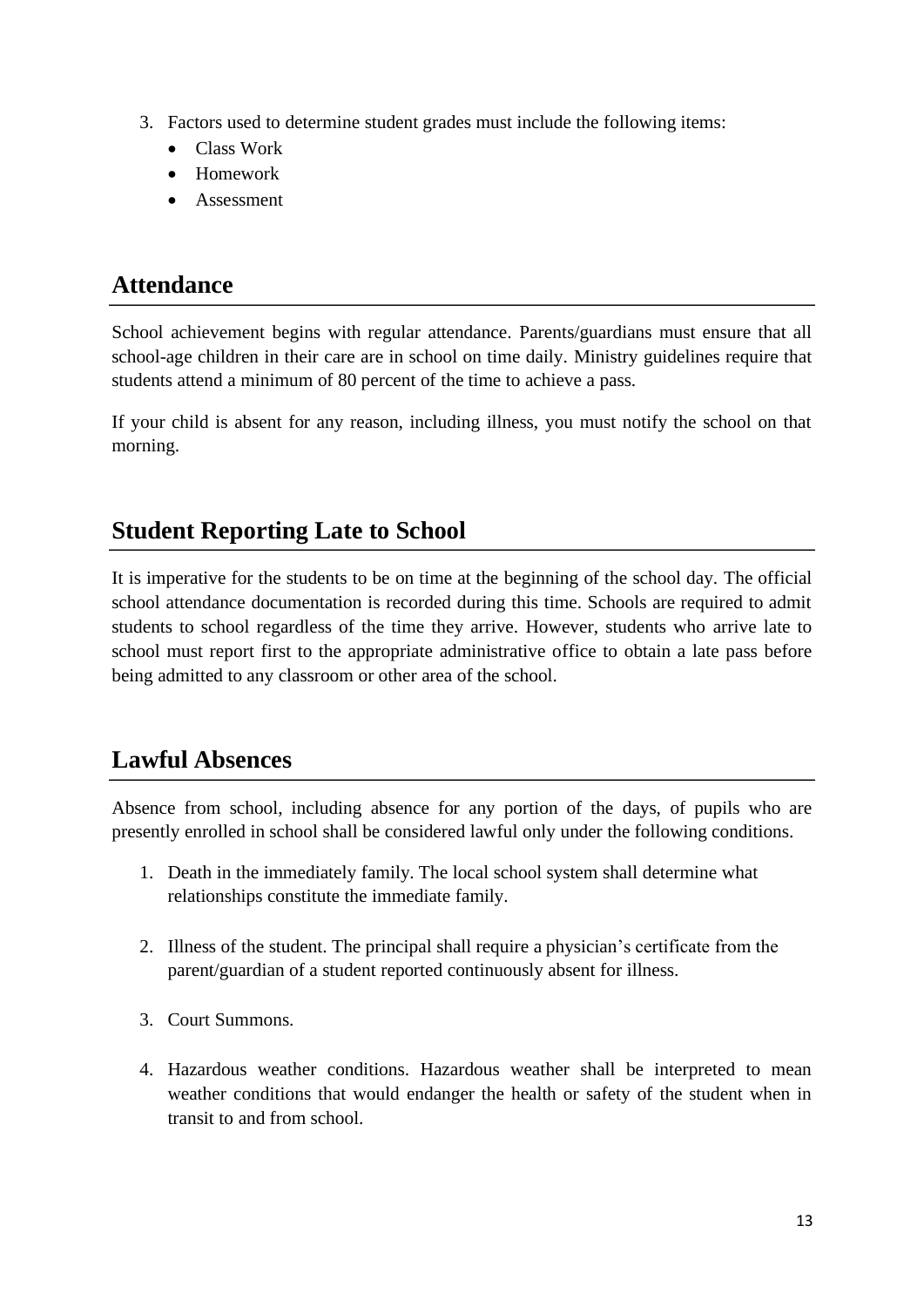3. Factors used to determine student grades must include the following items:
   - Class Work
   - Homework
   - Assessment

## Attendance

School achievement begins with regular attendance. Parents/guardians must ensure that all school-age children in their care are in school on time daily. Ministry guidelines require that students attend a minimum of 80 percent of the time to achieve a pass.

If your child is absent for any reason, including illness, you must notify the school on that morning.

## Student Reporting Late to School

It is imperative for the students to be on time at the beginning of the school day. The official school attendance documentation is recorded during this time. Schools are required to admit students to school regardless of the time they arrive. However, students who arrive late to school must report first to the appropriate administrative office to obtain a late pass before being admitted to any classroom or other area of the school.

## Lawful Absences

Absence from school, including absence for any portion of the days, of pupils who are presently enrolled in school shall be considered lawful only under the following conditions.

1. Death in the immediately family. The local school system shall determine what relationships constitute the immediate family.

2. Illness of the student. The principal shall require a physician's certificate from the parent/guardian of a student reported continuously absent for illness.

3. Court Summons.

4. Hazardous weather conditions. Hazardous weather shall be interpreted to mean weather conditions that would endanger the health or safety of the student when in transit to and from school.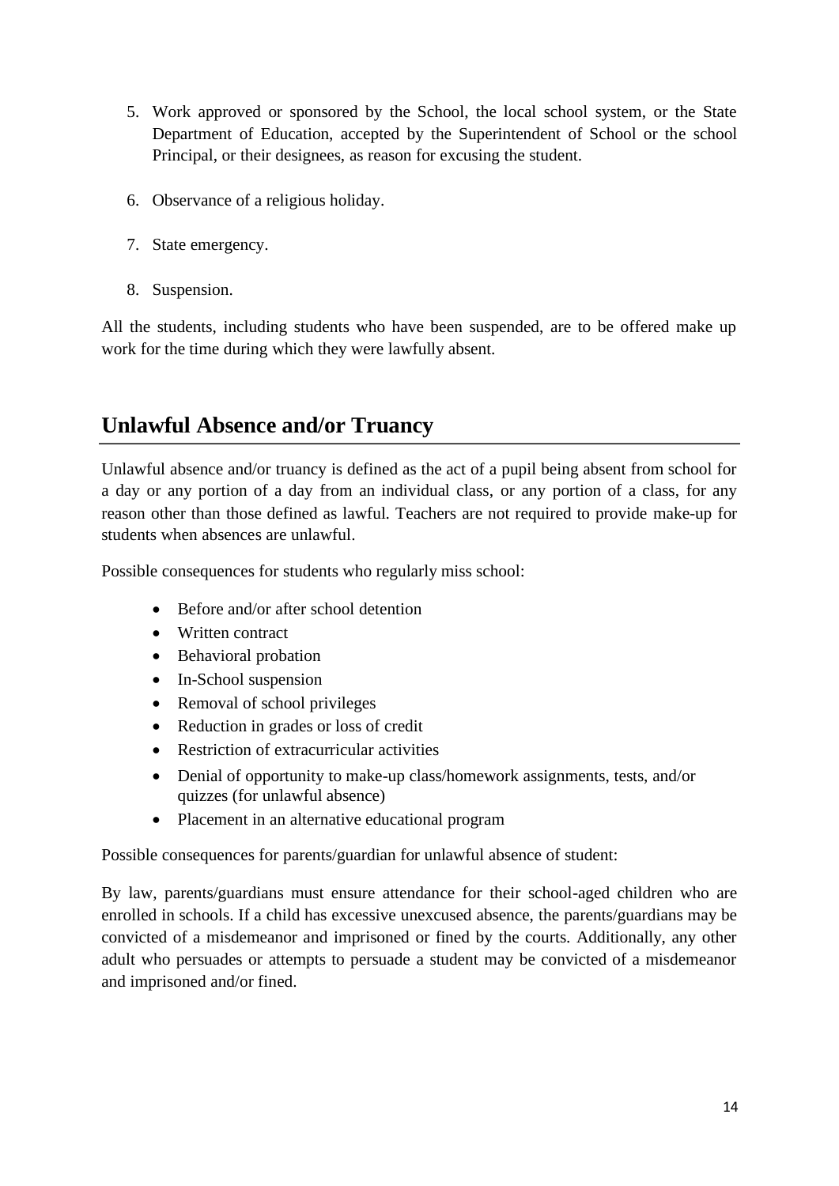5. Work approved or sponsored by the School, the local school system, or the State Department of Education, accepted by the Superintendent of School or the school Principal, or their designees, as reason for excusing the student.

6. Observance of a religious holiday.

7. State emergency.

8. Suspension.

All the students, including students who have been suspended, are to be offered make up work for the time during which they were lawfully absent.

## Unlawful Absence and/or Truancy

Unlawful absence and/or truancy is defined as the act of a pupil being absent from school for a day or any portion of a day from an individual class, or any portion of a class, for any reason other than those defined as lawful. Teachers are not required to provide make-up for students when absences are unlawful.

Possible consequences for students who regularly miss school:

- Before and/or after school detention
- Written contract
- Behavioral probation
- In-School suspension
- Removal of school privileges
- Reduction in grades or loss of credit
- Restriction of extracurricular activities
- Denial of opportunity to make-up class/homework assignments, tests, and/or quizzes (for unlawful absence)
- Placement in an alternative educational program

Possible consequences for parents/guardian for unlawful absence of student:

By law, parents/guardians must ensure attendance for their school-aged children who are enrolled in schools. If a child has excessive unexcused absence, the parents/guardians may be convicted of a misdemeanor and imprisoned or fined by the courts. Additionally, any other adult who persuades or attempts to persuade a student may be convicted of a misdemeanor and imprisoned and/or fined.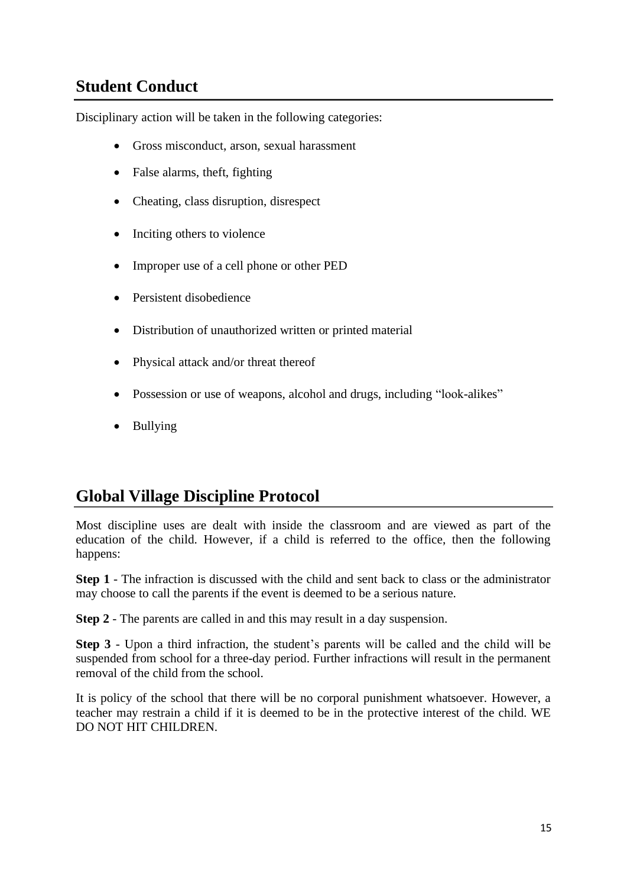## Student Conduct

Disciplinary action will be taken in the following categories:

- Gross misconduct, arson, sexual harassment
- False alarms, theft, fighting
- Cheating, class disruption, disrespect
- Inciting others to violence
- Improper use of a cell phone or other PED
- Persistent disobedience
- Distribution of unauthorized written or printed material
- Physical attack and/or threat thereof
- Possession or use of weapons, alcohol and drugs, including "look-alikes"
- Bullying

## Global Village Discipline Protocol

Most discipline uses are dealt with inside the classroom and are viewed as part of the education of the child. However, if a child is referred to the office, then the following happens:

**Step 1** - The infraction is discussed with the child and sent back to class or the administrator may choose to call the parents if the event is deemed to be a serious nature.

**Step 2** - The parents are called in and this may result in a day suspension.

**Step 3** - Upon a third infraction, the student's parents will be called and the child will be suspended from school for a three-day period. Further infractions will result in the permanent removal of the child from the school.

It is policy of the school that there will be no corporal punishment whatsoever. However, a teacher may restrain a child if it is deemed to be in the protective interest of the child. WE DO NOT HIT CHILDREN.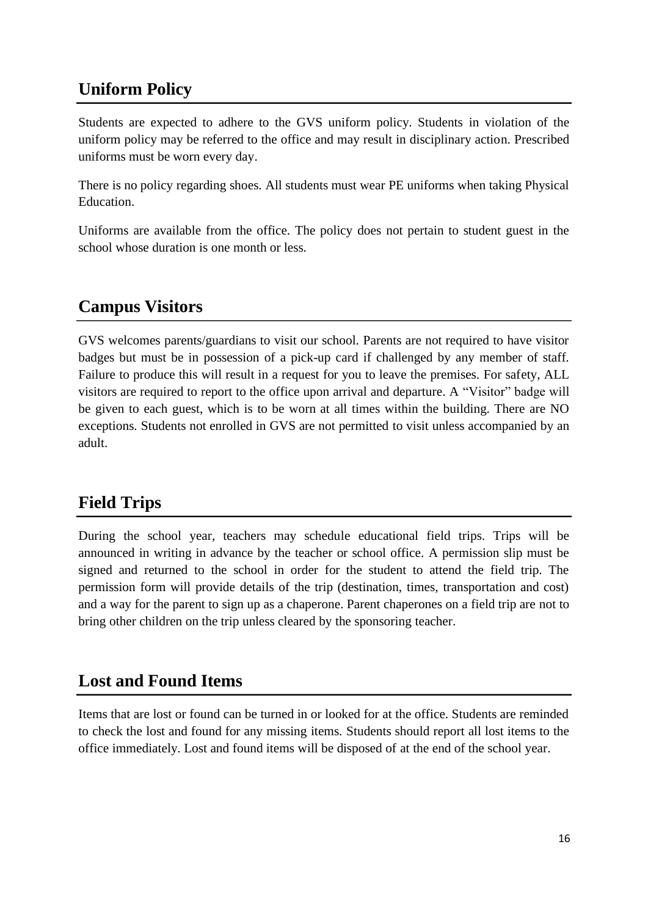## Uniform Policy

Students are expected to adhere to the GVS uniform policy. Students in violation of the uniform policy may be referred to the office and may result in disciplinary action. Prescribed uniforms must be worn every day.

There is no policy regarding shoes. All students must wear PE uniforms when taking Physical Education.

Uniforms are available from the office. The policy does not pertain to student guest in the school whose duration is one month or less.

## Campus Visitors

GVS welcomes parents/guardians to visit our school. Parents are not required to have visitor badges but must be in possession of a pick-up card if challenged by any member of staff. Failure to produce this will result in a request for you to leave the premises. For safety, ALL visitors are required to report to the office upon arrival and departure. A "Visitor" badge will be given to each guest, which is to be worn at all times within the building. There are NO exceptions. Students not enrolled in GVS are not permitted to visit unless accompanied by an adult.

## Field Trips

During the school year, teachers may schedule educational field trips. Trips will be announced in writing in advance by the teacher or school office. A permission slip must be signed and returned to the school in order for the student to attend the field trip. The permission form will provide details of the trip (destination, times, transportation and cost) and a way for the parent to sign up as a chaperone. Parent chaperones on a field trip are not to bring other children on the trip unless cleared by the sponsoring teacher.

## Lost and Found Items

Items that are lost or found can be turned in or looked for at the office. Students are reminded to check the lost and found for any missing items. Students should report all lost items to the office immediately. Lost and found items will be disposed of at the end of the school year.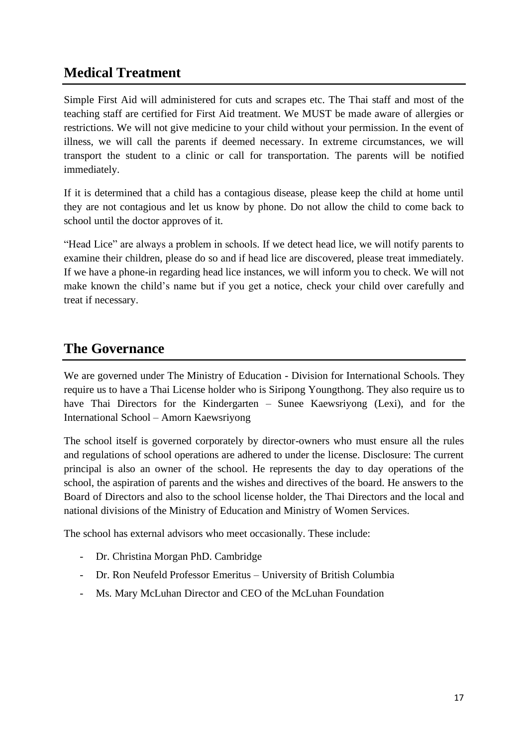## Medical Treatment

Simple First Aid will administered for cuts and scrapes etc. The Thai staff and most of the teaching staff are certified for First Aid treatment. We MUST be made aware of allergies or restrictions. We will not give medicine to your child without your permission. In the event of illness, we will call the parents if deemed necessary. In extreme circumstances, we will transport the student to a clinic or call for transportation. The parents will be notified immediately.

If it is determined that a child has a contagious disease, please keep the child at home until they are not contagious and let us know by phone. Do not allow the child to come back to school until the doctor approves of it.

"Head Lice" are always a problem in schools. If we detect head lice, we will notify parents to examine their children, please do so and if head lice are discovered, please treat immediately. If we have a phone-in regarding head lice instances, we will inform you to check. We will not make known the child's name but if you get a notice, check your child over carefully and treat if necessary.

## The Governance

We are governed under The Ministry of Education - Division for International Schools. They require us to have a Thai License holder who is Siripong Youngthong. They also require us to have Thai Directors for the Kindergarten – Sunee Kaewsriyong (Lexi), and for the International School – Amorn Kaewsriyong

The school itself is governed corporately by director-owners who must ensure all the rules and regulations of school operations are adhered to under the license. Disclosure: The current principal is also an owner of the school. He represents the day to day operations of the school, the aspiration of parents and the wishes and directives of the board. He answers to the Board of Directors and also to the school license holder, the Thai Directors and the local and national divisions of the Ministry of Education and Ministry of Women Services.

The school has external advisors who meet occasionally. These include:

- Dr. Christina Morgan PhD. Cambridge
- Dr. Ron Neufeld Professor Emeritus – University of British Columbia
- Ms. Mary McLuhan Director and CEO of the McLuhan Foundation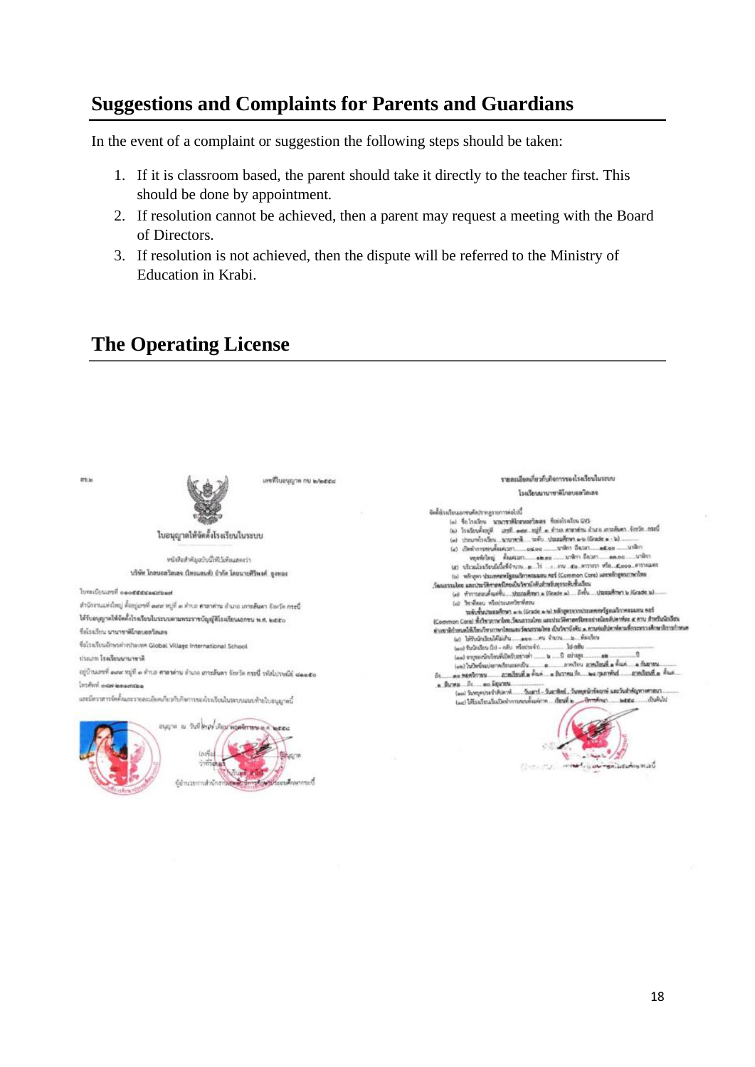## Suggestions and Complaints for Parents and Guardians

In the event of a complaint or suggestion the following steps should be taken:

1. If it is classroom based, the parent should take it directly to the teacher first. This should be done by appointment.
2. If resolution cannot be achieved, then a parent may request a meeting with the Board of Directors.
3. If resolution is not achieved, then the dispute will be referred to the Ministry of Education in Krabi.

## The Operating License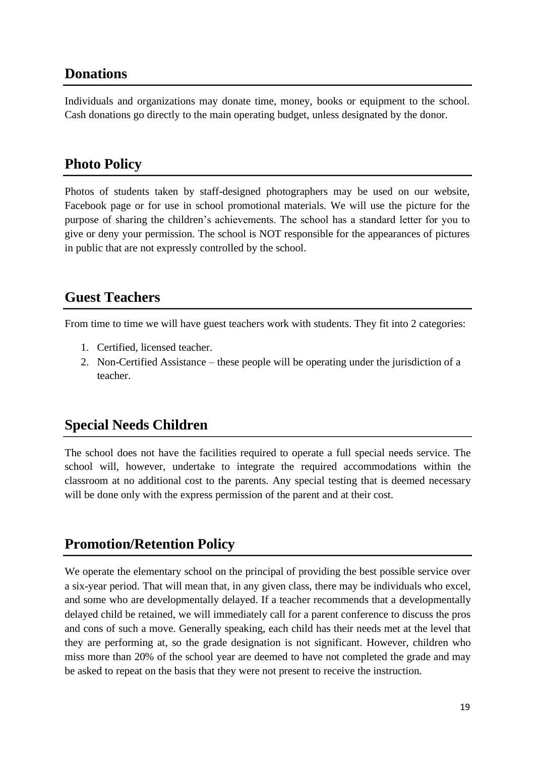## Donations

Individuals and organizations may donate time, money, books or equipment to the school. Cash donations go directly to the main operating budget, unless designated by the donor.

## Photo Policy

Photos of students taken by staff-designed photographers may be used on our website, Facebook page or for use in school promotional materials. We will use the picture for the purpose of sharing the children's achievements. The school has a standard letter for you to give or deny your permission. The school is NOT responsible for the appearances of pictures in public that are not expressly controlled by the school.

## Guest Teachers

From time to time we will have guest teachers work with students. They fit into 2 categories:

1. Certified, licensed teacher.
2. Non-Certified Assistance – these people will be operating under the jurisdiction of a teacher.

## Special Needs Children

The school does not have the facilities required to operate a full special needs service. The school will, however, undertake to integrate the required accommodations within the classroom at no additional cost to the parents. Any special testing that is deemed necessary will be done only with the express permission of the parent and at their cost.

## Promotion/Retention Policy

We operate the elementary school on the principal of providing the best possible service over a six-year period. That will mean that, in any given class, there may be individuals who excel, and some who are developmentally delayed. If a teacher recommends that a developmentally delayed child be retained, we will immediately call for a parent conference to discuss the pros and cons of such a move. Generally speaking, each child has their needs met at the level that they are performing at, so the grade designation is not significant. However, children who miss more than 20% of the school year are deemed to have not completed the grade and may be asked to repeat on the basis that they were not present to receive the instruction.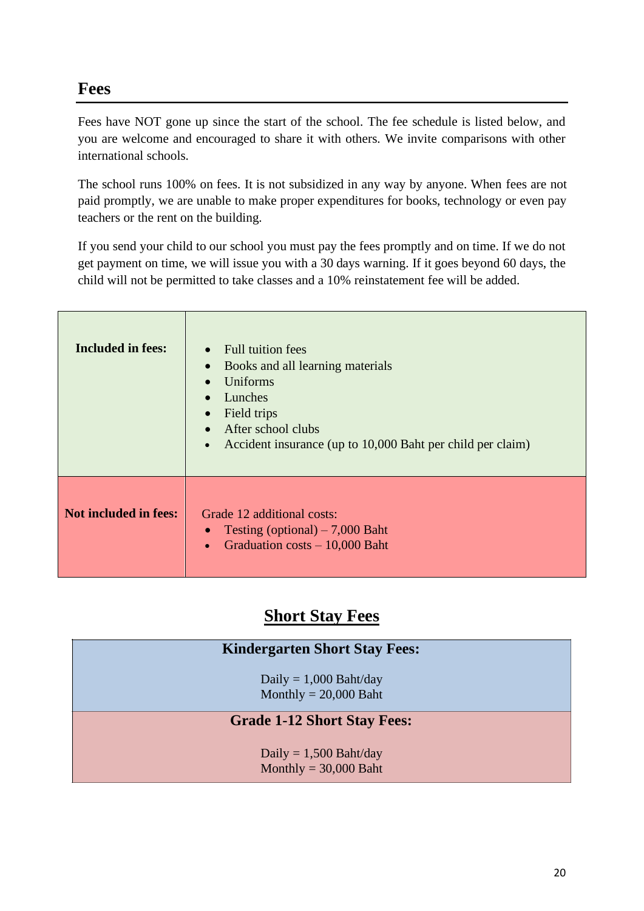## Fees

Fees have NOT gone up since the start of the school. The fee schedule is listed below, and you are welcome and encouraged to share it with others. We invite comparisons with other international schools.

The school runs 100% on fees. It is not subsidized in any way by anyone. When fees are not paid promptly, we are unable to make proper expenditures for books, technology or even pay teachers or the rent on the building.

If you send your child to our school you must pay the fees promptly and on time. If we do not get payment on time, we will issue you with a 30 days warning. If it goes beyond 60 days, the child will not be permitted to take classes and a 10% reinstatement fee will be added.

| | |
|---|---|
| **Included in fees:** | • Full tuition fees<br>• Books and all learning materials<br>• Uniforms<br>• Lunches<br>• Field trips<br>• After school clubs<br>• Accident insurance (up to 10,000 Baht per child per claim) |
| **Not included in fees:** | Grade 12 additional costs:<br>• Testing (optional) – 7,000 Baht<br>• Graduation costs – 10,000 Baht |

## Short Stay Fees

| **Kindergarten Short Stay Fees:** |
|---|
| Daily = 1,000 Baht/day<br>Monthly = 20,000 Baht |
| **Grade 1-12 Short Stay Fees:** |
| Daily = 1,500 Baht/day<br>Monthly = 30,000 Baht |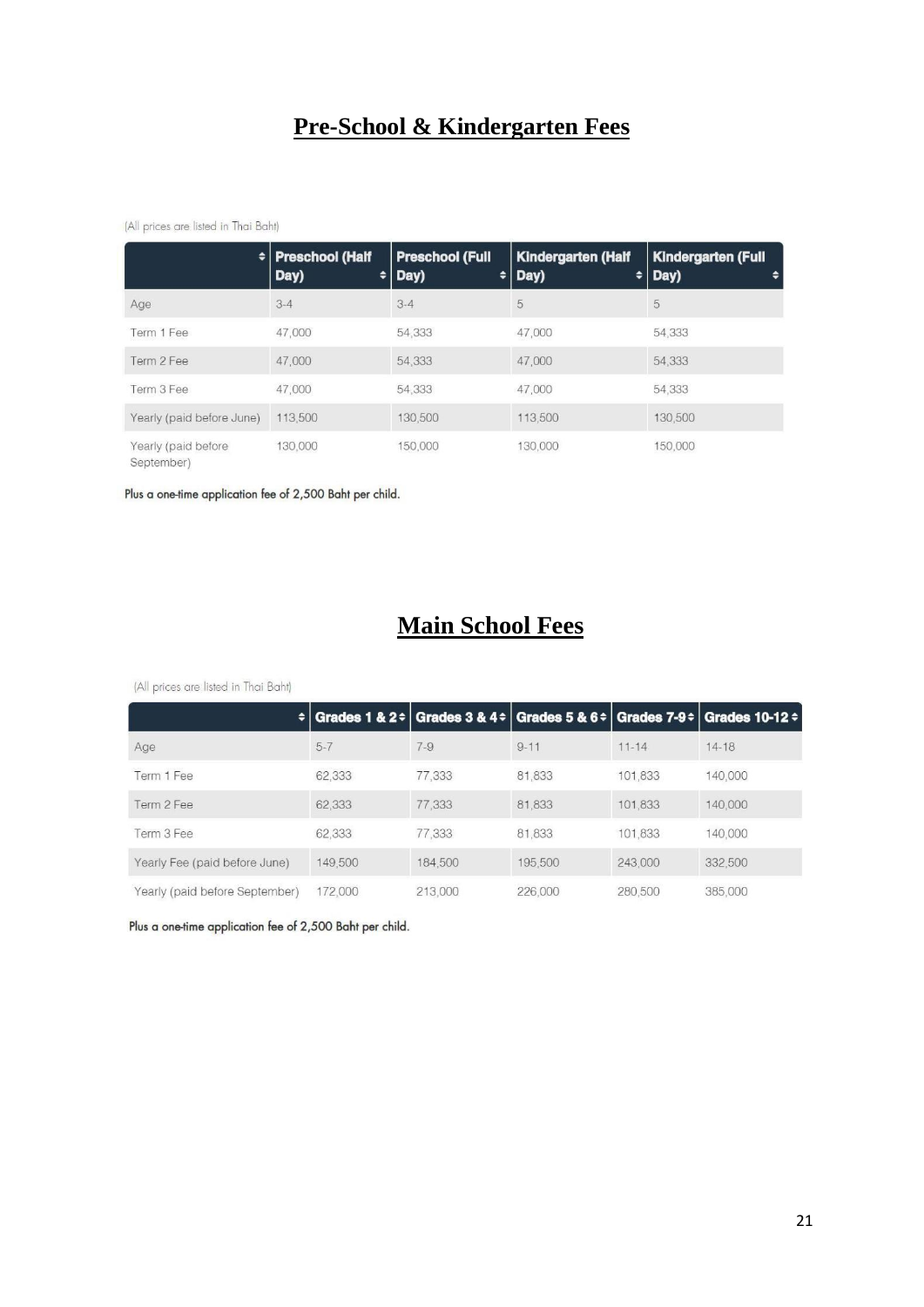## Pre-School & Kindergarten Fees

(All prices are listed in Thai Baht)

| | Preschool (Half Day) | Preschool (Full Day) | Kindergarten (Half Day) | Kindergarten (Full Day) |
|---|---|---|---|---|
| Age | 3-4 | 3-4 | 5 | 5 |
| Term 1 Fee | 47,000 | 54,333 | 47,000 | 54,333 |
| Term 2 Fee | 47,000 | 54,333 | 47,000 | 54,333 |
| Term 3 Fee | 47,000 | 54,333 | 47,000 | 54,333 |
| Yearly (paid before June) | 113,500 | 130,500 | 113,500 | 130,500 |
| Yearly (paid before September) | 130,000 | 150,000 | 130,000 | 150,000 |

Plus a one-time application fee of 2,500 Baht per child.

## Main School Fees

(All prices are listed in Thai Baht)

| | Grades 1 & 2 | Grades 3 & 4 | Grades 5 & 6 | Grades 7-9 | Grades 10-12 |
|---|---|---|---|---|---|
| Age | 5-7 | 7-9 | 9-11 | 11-14 | 14-18 |
| Term 1 Fee | 62,333 | 77,333 | 81,833 | 101,833 | 140,000 |
| Term 2 Fee | 62,333 | 77,333 | 81,833 | 101,833 | 140,000 |
| Term 3 Fee | 62,333 | 77,333 | 81,833 | 101,833 | 140,000 |
| Yearly Fee (paid before June) | 149,500 | 184,500 | 195,500 | 243,000 | 332,500 |
| Yearly (paid before September) | 172,000 | 213,000 | 226,000 | 280,500 | 385,000 |

Plus a one-time application fee of 2,500 Baht per child.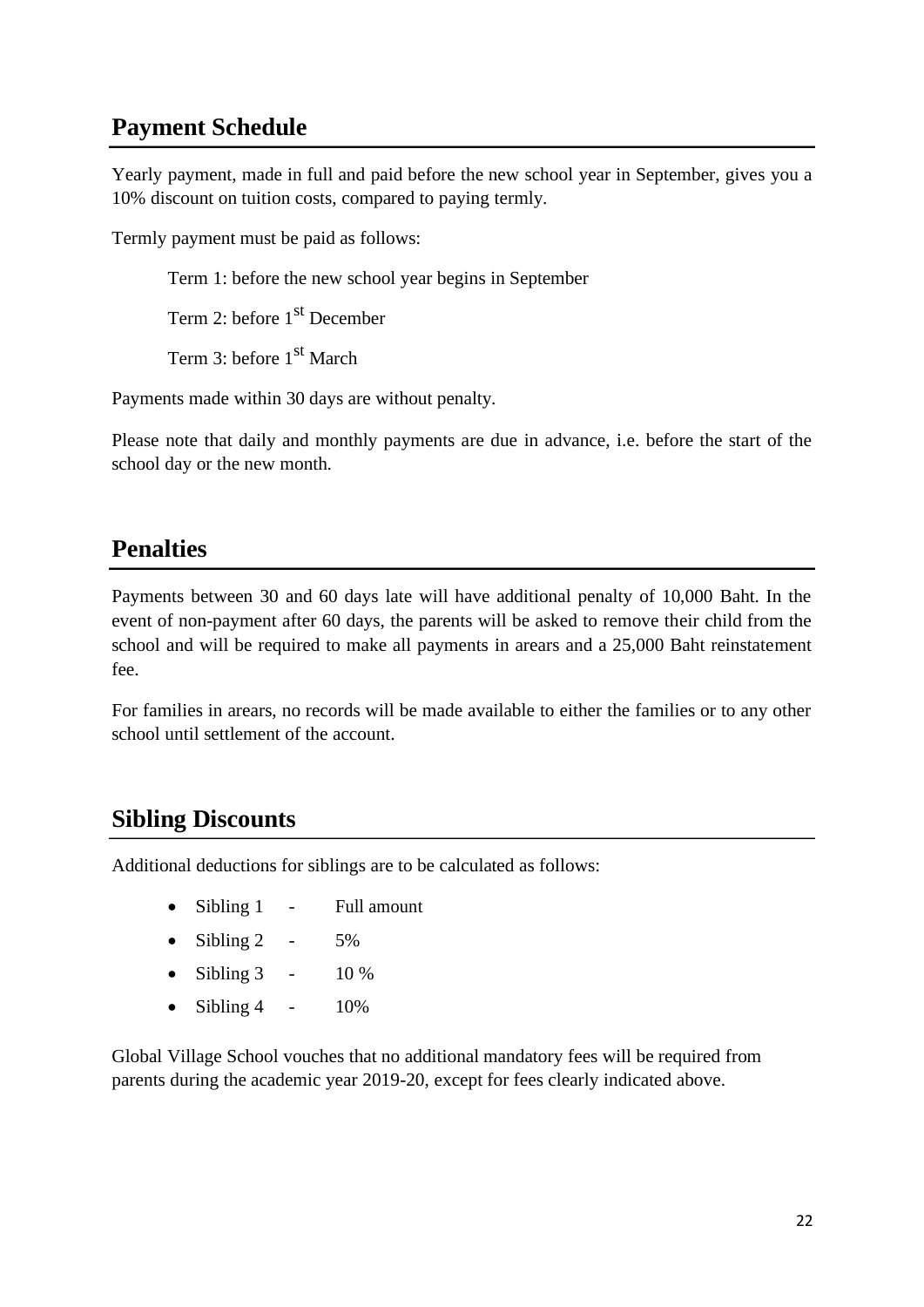## Payment Schedule

Yearly payment, made in full and paid before the new school year in September, gives you a 10% discount on tuition costs, compared to paying termly.

Termly payment must be paid as follows:

Term 1: before the new school year begins in September

Term 2: before 1st December

Term 3: before 1st March

Payments made within 30 days are without penalty.

Please note that daily and monthly payments are due in advance, i.e. before the start of the school day or the new month.

## Penalties

Payments between 30 and 60 days late will have additional penalty of 10,000 Baht. In the event of non-payment after 60 days, the parents will be asked to remove their child from the school and will be required to make all payments in arears and a 25,000 Baht reinstatement fee.

For families in arears, no records will be made available to either the families or to any other school until settlement of the account.

## Sibling Discounts

Additional deductions for siblings are to be calculated as follows:

- Sibling 1 - Full amount
- Sibling 2 - 5%
- Sibling 3 - 10 %
- Sibling 4 - 10%

Global Village School vouches that no additional mandatory fees will be required from parents during the academic year 2019-20, except for fees clearly indicated above.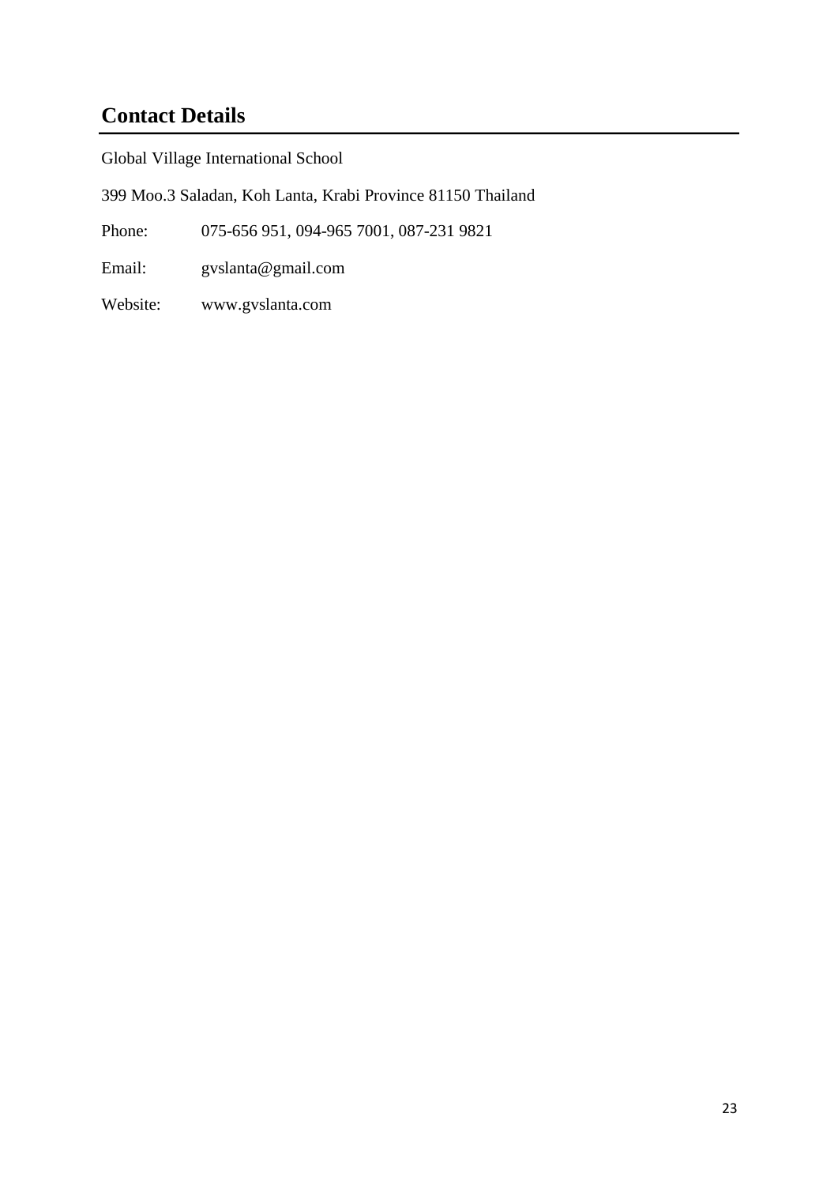## Contact Details

Global Village International School

399 Moo.3 Saladan, Koh Lanta, Krabi Province 81150 Thailand

Phone: 075-656 951, 094-965 7001, 087-231 9821

Email: gvslanta@gmail.com

Website: www.gvslanta.com